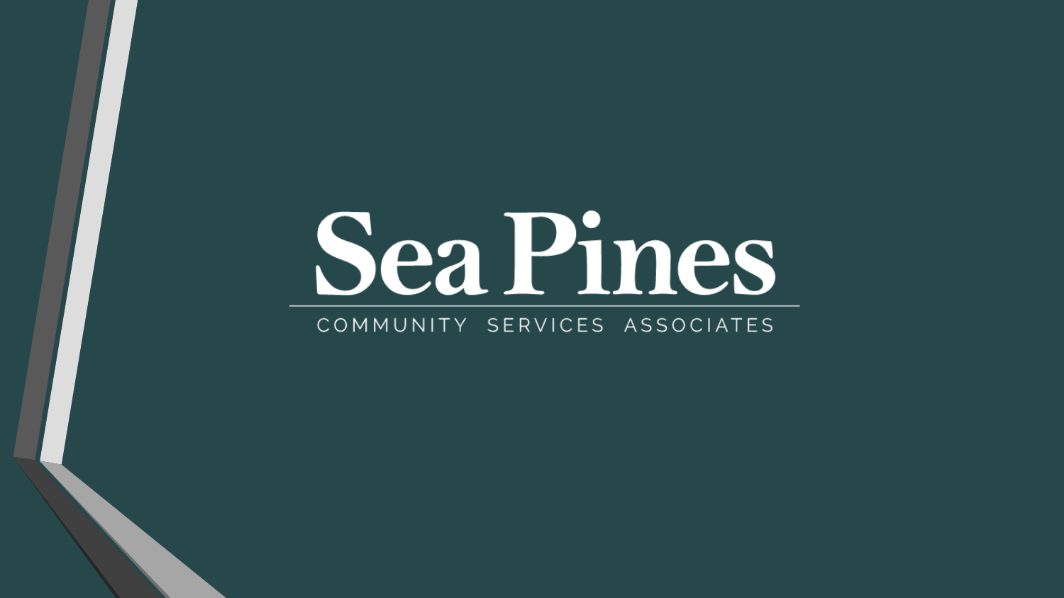# Sea Pines

COMMUNITY SERVICES ASSOCIATES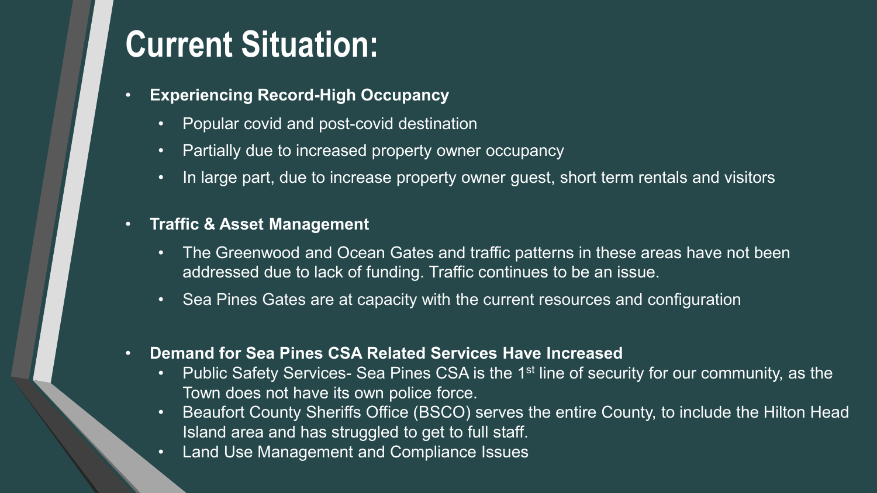# Current Situation:

- **Experiencing Record-High Occupancy**
  - Popular covid and post-covid destination
  - Partially due to increased property owner occupancy
  - In large part, due to increase property owner guest, short term rentals and visitors

- **Traffic & Asset Management**
  - The Greenwood and Ocean Gates and traffic patterns in these areas have not been addressed due to lack of funding. Traffic continues to be an issue.
  - Sea Pines Gates are at capacity with the current resources and configuration

- **Demand for Sea Pines CSA Related Services Have Increased**
  - Public Safety Services- Sea Pines CSA is the 1st line of security for our community, as the Town does not have its own police force.
  - Beaufort County Sheriffs Office (BSCO) serves the entire County, to include the Hilton Head Island area and has struggled to get to full staff.
  - Land Use Management and Compliance Issues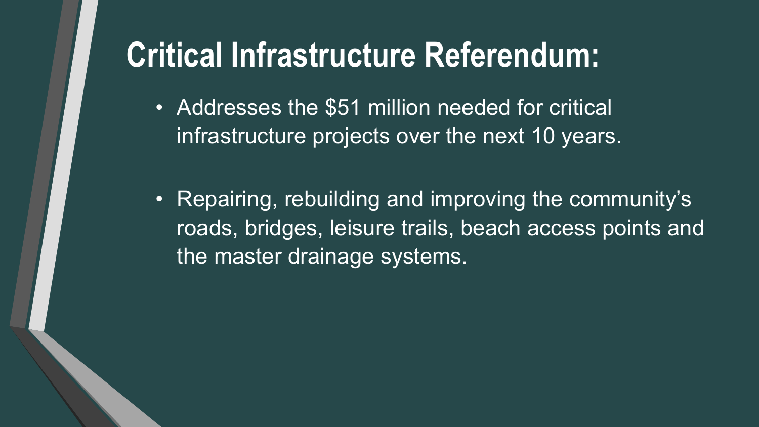# Critical Infrastructure Referendum:

- Addresses the $51 million needed for critical infrastructure projects over the next 10 years.
- Repairing, rebuilding and improving the community's roads, bridges, leisure trails, beach access points and the master drainage systems.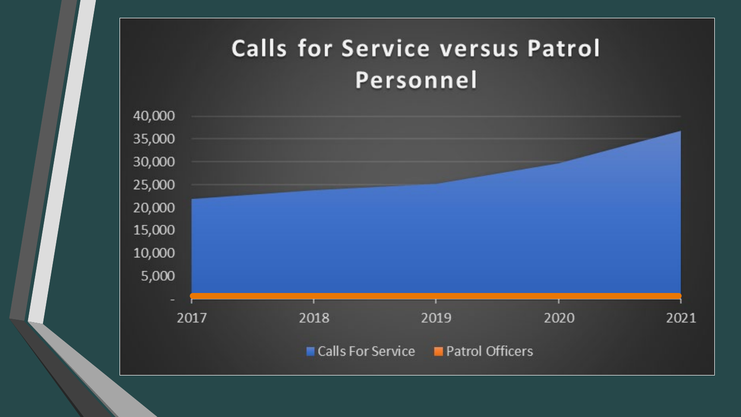# Calls for Service versus Patrol Personnel

| | 2017 | 2018 | 2019 | 2020 | 2021 |
|---|---|---|---|---|---|
| Calls For Service | | | | | |
| Patrol Officers | | | | | |

40,000
35,000
30,000
25,000
20,000
15,000
10,000
5,000
-

Calls For Service   Patrol Officers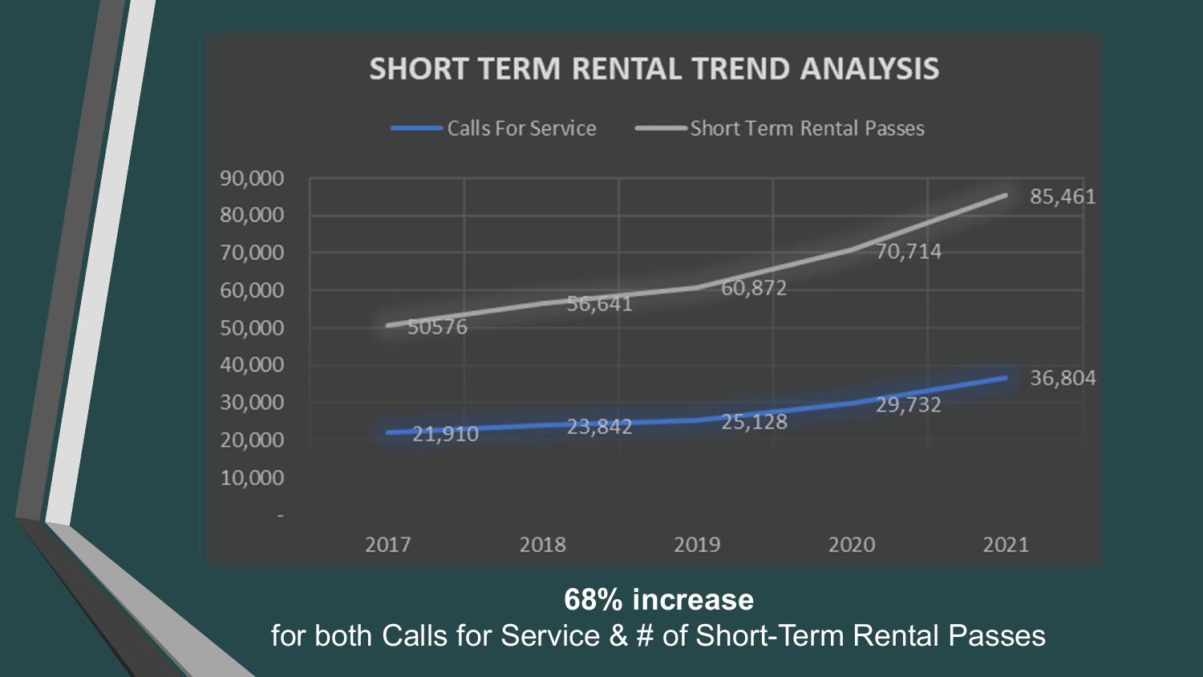## SHORT TERM RENTAL TREND ANALYSIS

| Year | Calls For Service | Short Term Rental Passes |
| --- | --- | --- |
| 2017 | 21,910 | 50576 |
| 2018 | 23,842 | 56,641 |
| 2019 | 25,128 | 60,872 |
| 2020 | 29,732 | 70,714 |
| 2021 | 36,804 | 85,461 |

**68% increase**

for both Calls for Service & # of Short-Term Rental Passes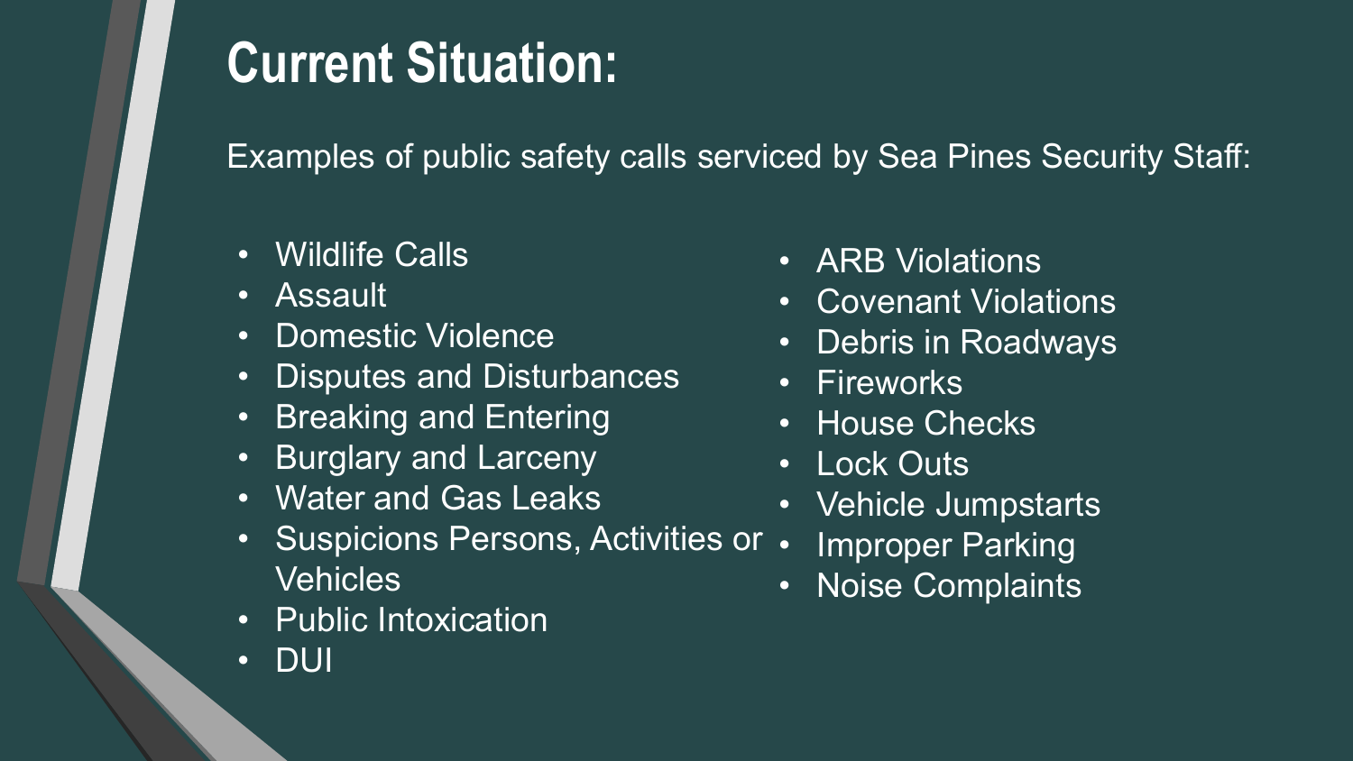# Current Situation:

Examples of public safety calls serviced by Sea Pines Security Staff:

- Wildlife Calls
- Assault
- Domestic Violence
- Disputes and Disturbances
- Breaking and Entering
- Burglary and Larceny
- Water and Gas Leaks
- Suspicions Persons, Activities or Vehicles
- Public Intoxication
- DUI
- ARB Violations
- Covenant Violations
- Debris in Roadways
- Fireworks
- House Checks
- Lock Outs
- Vehicle Jumpstarts
- Improper Parking
- Noise Complaints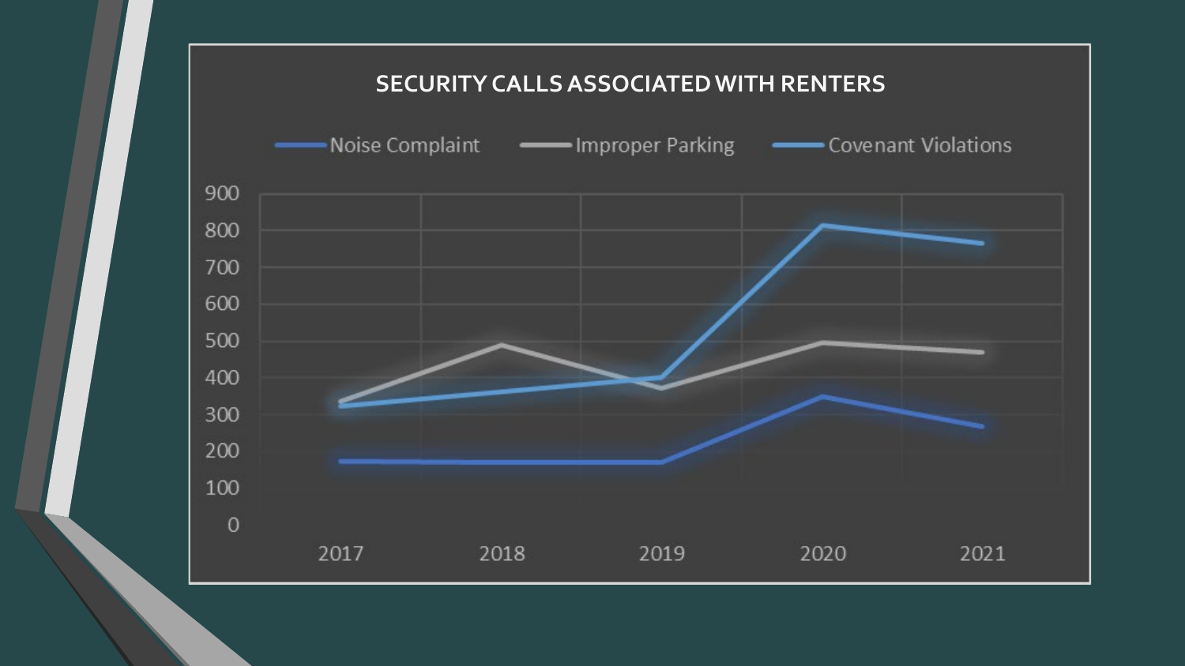## SECURITY CALLS ASSOCIATED WITH RENTERS

Noise Complaint | Improper Parking | Covenant Violations

900
800
700
600
500
400
300
200
100
0

2017 2018 2019 2020 2021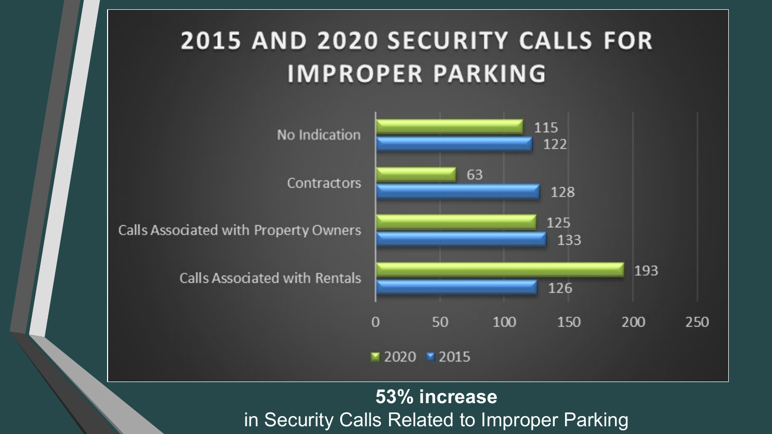# 2015 AND 2020 SECURITY CALLS FOR IMPROPER PARKING

| Category | 2020 | 2015 |
|---|---|---|
| No Indication | 115 | 122 |
| Contractors | 63 | 128 |
| Calls Associated with Property Owners | 125 | 133 |
| Calls Associated with Rentals | 193 | 126 |

**53% increase**

in Security Calls Related to Improper Parking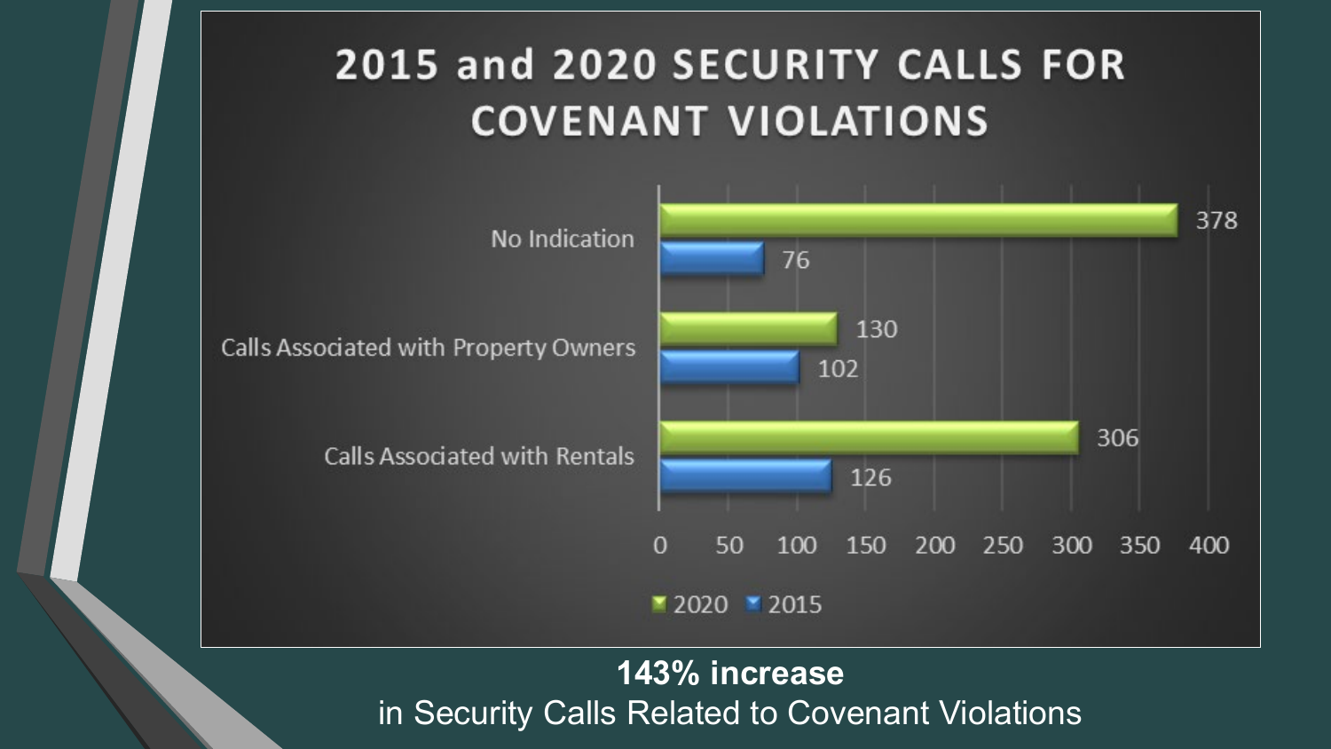## 2015 and 2020 SECURITY CALLS FOR COVENANT VIOLATIONS

| | 2020 | 2015 |
|---|---|---|
| No Indication | 378 | 76 |
| Calls Associated with Property Owners | 130 | 102 |
| Calls Associated with Rentals | 306 | 126 |

**143% increase**
in Security Calls Related to Covenant Violations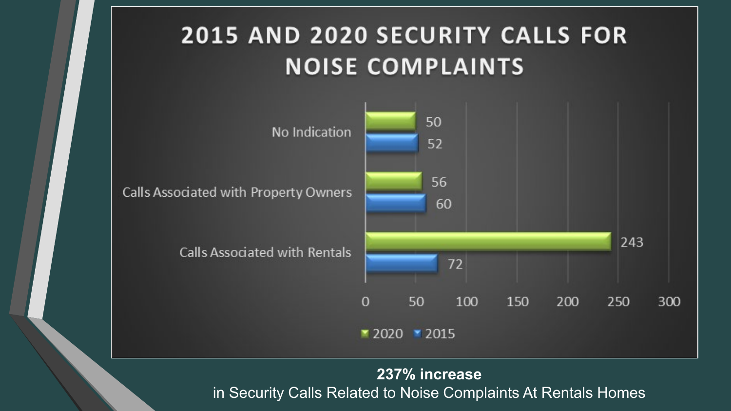## 2015 AND 2020 SECURITY CALLS FOR NOISE COMPLAINTS

| | 2020 | 2015 |
|---|---|---|
| No Indication | 50 | 52 |
| Calls Associated with Property Owners | 56 | 60 |
| Calls Associated with Rentals | 243 | 72 |

**237% increase**
in Security Calls Related to Noise Complaints At Rentals Homes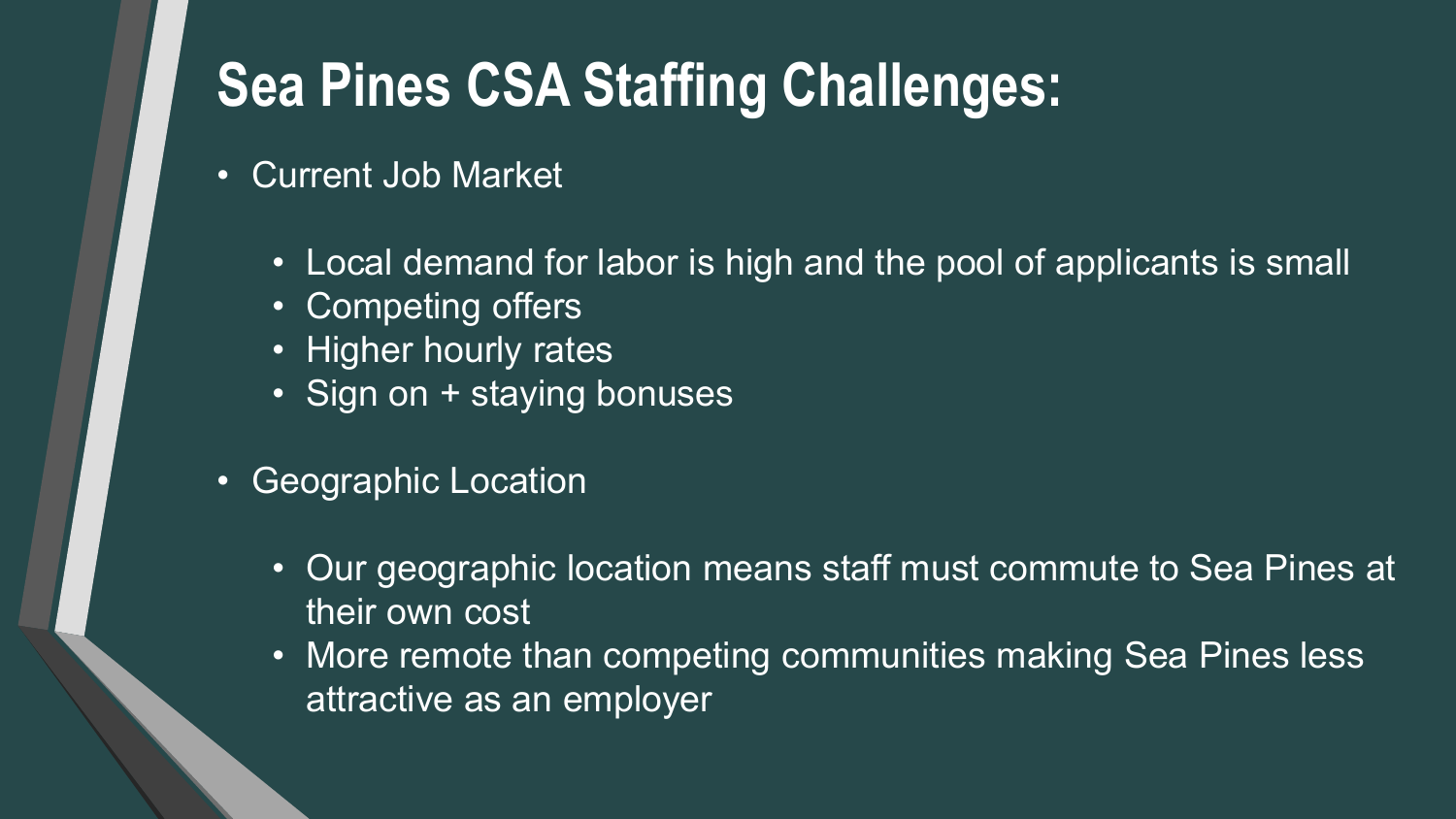# Sea Pines CSA Staffing Challenges:

- Current Job Market
  - Local demand for labor is high and the pool of applicants is small
  - Competing offers
  - Higher hourly rates
  - Sign on + staying bonuses
- Geographic Location
  - Our geographic location means staff must commute to Sea Pines at their own cost
  - More remote than competing communities making Sea Pines less attractive as an employer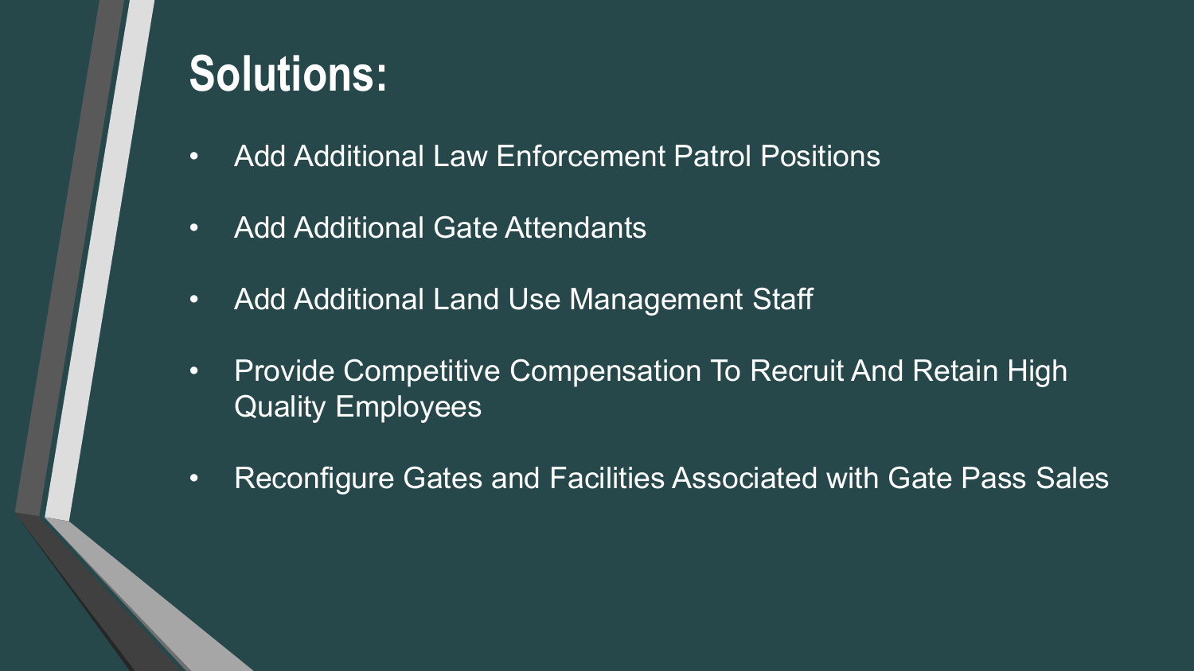# Solutions:

- Add Additional Law Enforcement Patrol Positions
- Add Additional Gate Attendants
- Add Additional Land Use Management Staff
- Provide Competitive Compensation To Recruit And Retain High Quality Employees
- Reconfigure Gates and Facilities Associated with Gate Pass Sales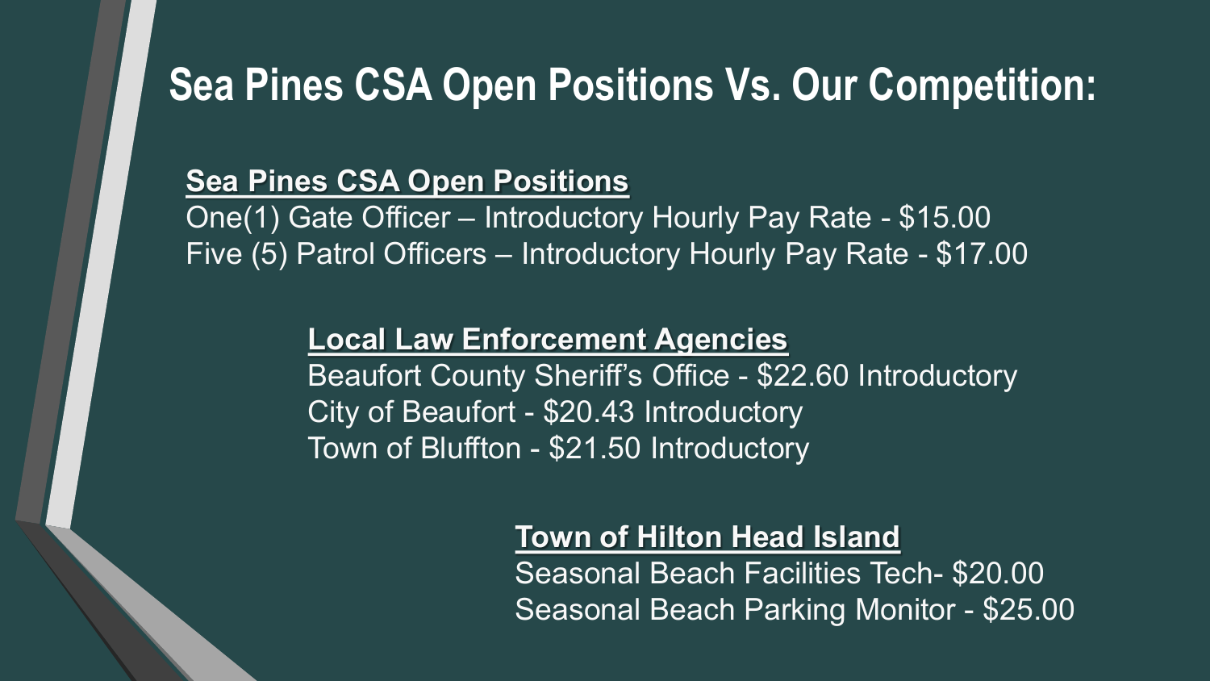# Sea Pines CSA Open Positions Vs. Our Competition:

**Sea Pines CSA Open Positions**

One(1) Gate Officer – Introductory Hourly Pay Rate - $15.00
Five (5) Patrol Officers – Introductory Hourly Pay Rate - $17.00

**Local Law Enforcement Agencies**

Beaufort County Sheriff's Office - $22.60 Introductory
City of Beaufort - $20.43 Introductory
Town of Bluffton - $21.50 Introductory

**Town of Hilton Head Island**

Seasonal Beach Facilities Tech- $20.00
Seasonal Beach Parking Monitor - $25.00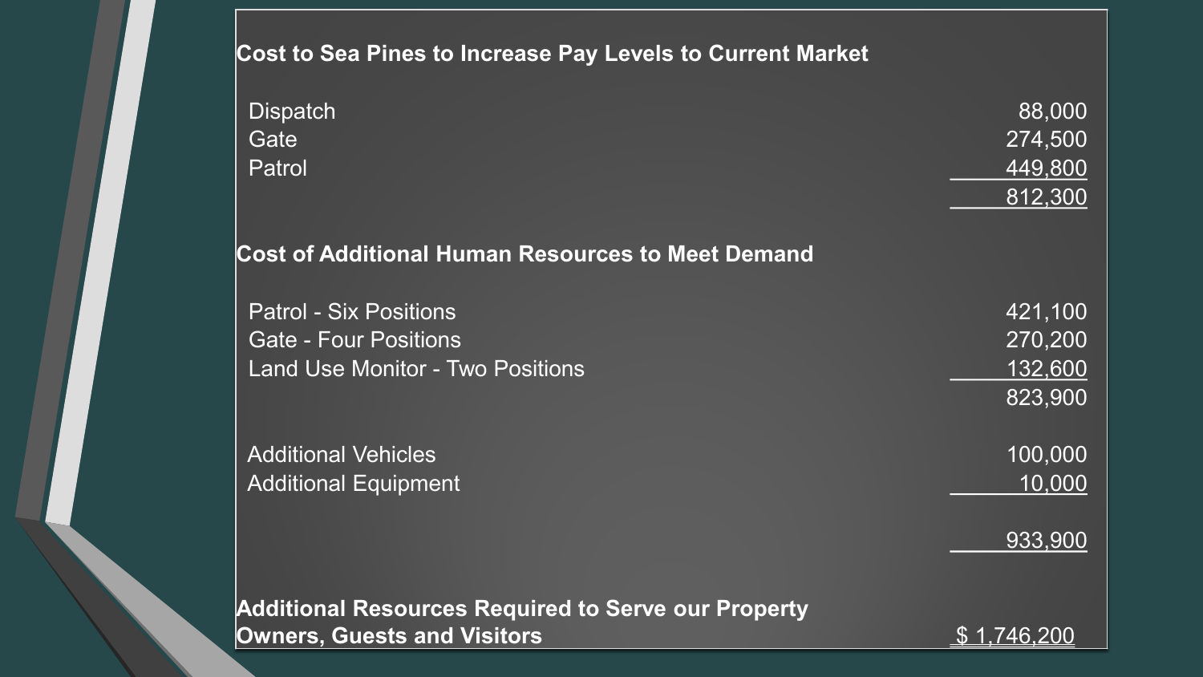**Cost to Sea Pines to Increase Pay Levels to Current Market**

| | |
|---|---:|
| Dispatch | 88,000 |
| Gate | 274,500 |
| Patrol | 449,800 |
| | 812,300 |

**Cost of Additional Human Resources to Meet Demand**

| | |
|---|---:|
| Patrol - Six Positions | 421,100 |
| Gate - Four Positions | 270,200 |
| Land Use Monitor - Two Positions | 132,600 |
| | 823,900 |
| | |
| Additional Vehicles | 100,000 |
| Additional Equipment | 10,000 |
| | |
| | 933,900 |

| | |
|---|---:|
| **Additional Resources Required to Serve our Property Owners, Guests and Visitors** | $ 1,746,200 |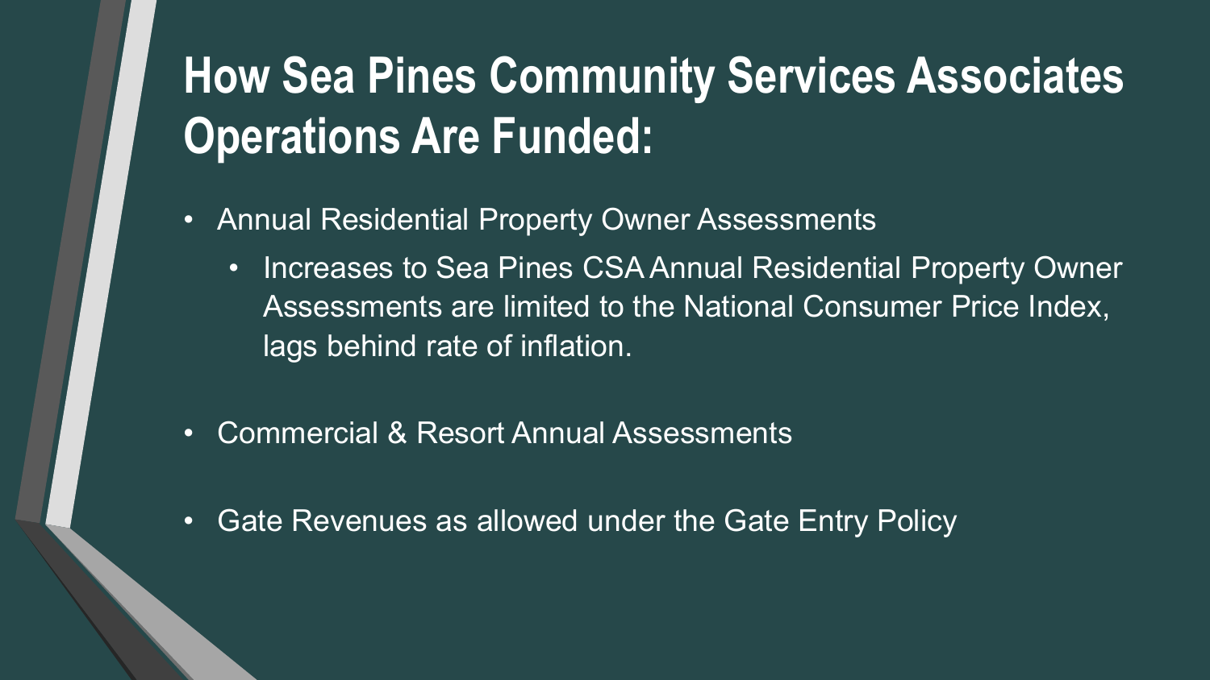# How Sea Pines Community Services Associates Operations Are Funded:

- Annual Residential Property Owner Assessments
  - Increases to Sea Pines CSA Annual Residential Property Owner Assessments are limited to the National Consumer Price Index, lags behind rate of inflation.
- Commercial & Resort Annual Assessments
- Gate Revenues as allowed under the Gate Entry Policy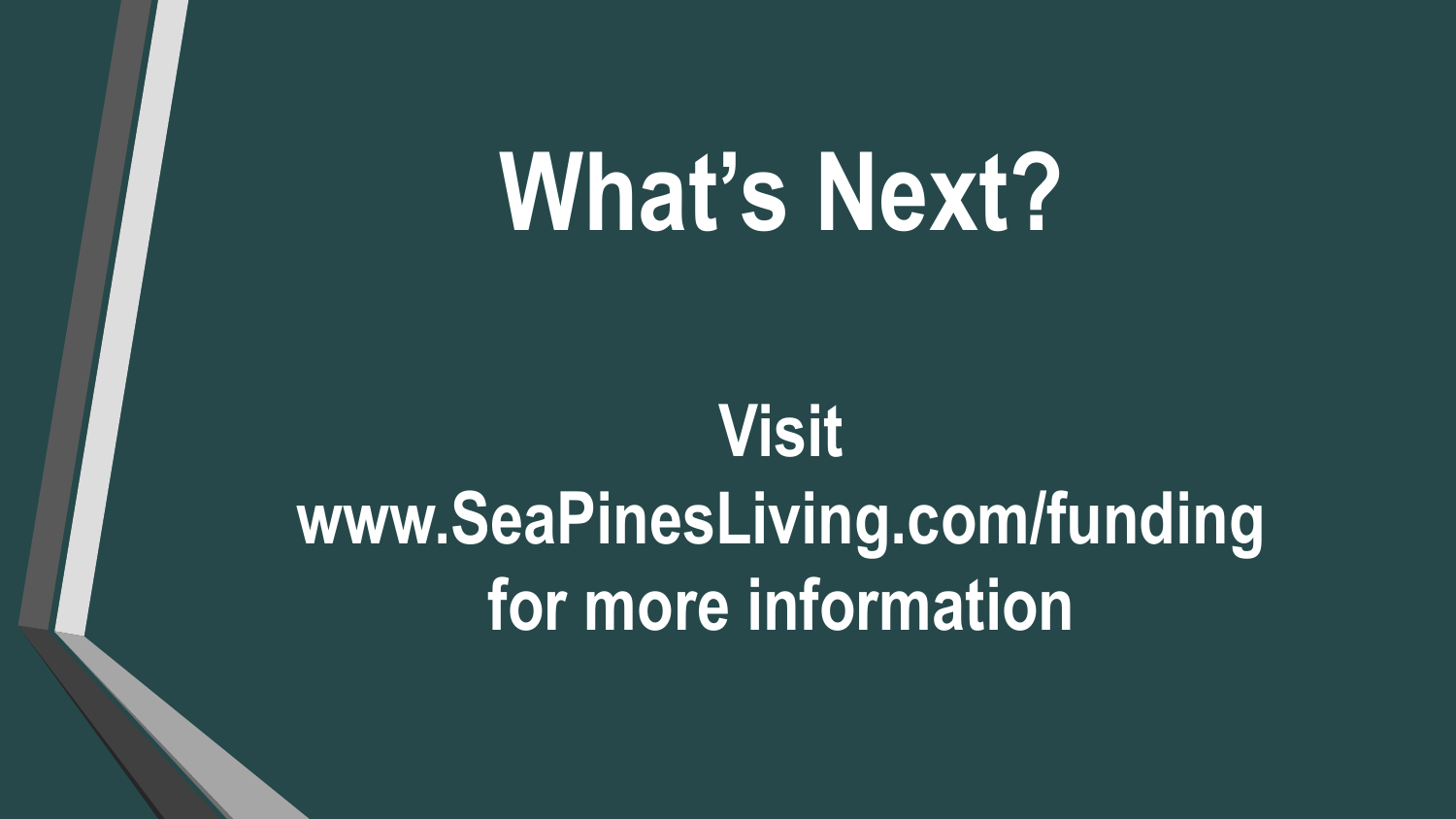# What's Next?

**Visit www.SeaPinesLiving.com/funding for more information**